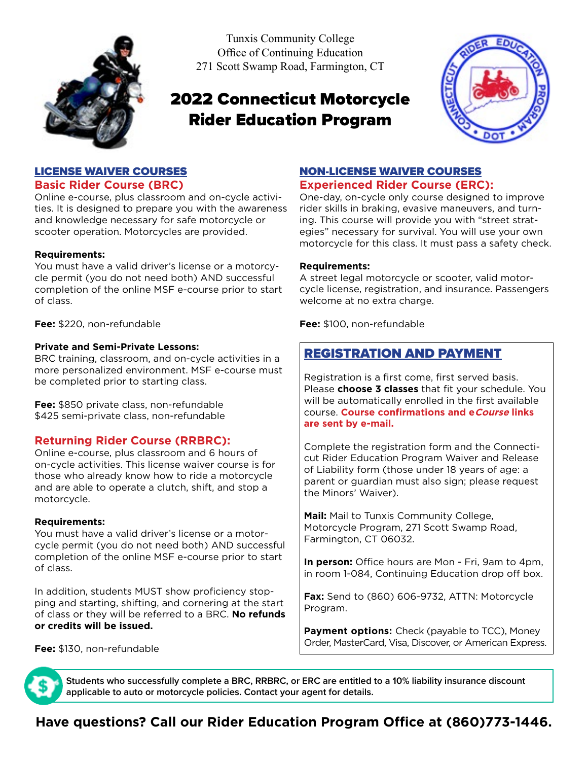Tunxis Community College
Office of Continuing Education
271 Scott Swamp Road, Farmington, CT

# 2022 Connecticut Motorcycle Rider Education Program

## LICENSE WAIVER COURSES

### Basic Rider Course (BRC)

Online e-course, plus classroom and on-cycle activities. It is designed to prepare you with the awareness and knowledge necessary for safe motorcycle or scooter operation. Motorcycles are provided.

**Requirements:**
You must have a valid driver's license or a motorcycle permit (you do not need both) AND successful completion of the online MSF e-course prior to start of class.

**Fee:** $220, non-refundable

**Private and Semi-Private Lessons:**
BRC training, classroom, and on-cycle activities in a more personalized environment. MSF e-course must be completed prior to starting class.

**Fee:** $850 private class, non-refundable
$425 semi-private class, non-refundable

### Returning Rider Course (RRBRC):

Online e-course, plus classroom and 6 hours of on-cycle activities. This license waiver course is for those who already know how to ride a motorcycle and are able to operate a clutch, shift, and stop a motorcycle.

**Requirements:**
You must have a valid driver's license or a motorcycle permit (you do not need both) AND successful completion of the online MSF e-course prior to start of class.

In addition, students MUST show proficiency stopping and starting, shifting, and cornering at the start of class or they will be referred to a BRC. **No refunds or credits will be issued.**

**Fee:** $130, non-refundable

## NON-LICENSE WAIVER COURSES

### Experienced Rider Course (ERC):

One-day, on-cycle only course designed to improve rider skills in braking, evasive maneuvers, and turning. This course will provide you with "street strategies" necessary for survival. You will use your own motorcycle for this class. It must pass a safety check.

**Requirements:**
A street legal motorcycle or scooter, valid motorcycle license, registration, and insurance. Passengers welcome at no extra charge.

**Fee:** $100, non-refundable

## REGISTRATION AND PAYMENT

Registration is a first come, first served basis. Please **choose 3 classes** that fit your schedule. You will be automatically enrolled in the first available course. **Course confirmations and e*Course* links are sent by e-mail.**

Complete the registration form and the Connecticut Rider Education Program Waiver and Release of Liability form (those under 18 years of age: a parent or guardian must also sign; please request the Minors' Waiver).

**Mail:** Mail to Tunxis Community College, Motorcycle Program, 271 Scott Swamp Road, Farmington, CT 06032.

**In person:** Office hours are Mon - Fri, 9am to 4pm, in room 1-084, Continuing Education drop off box.

**Fax:** Send to (860) 606-9732, ATTN: Motorcycle Program.

**Payment options:** Check (payable to TCC), Money Order, MasterCard, Visa, Discover, or American Express.

**Students who successfully complete a BRC, RRBRC, or ERC are entitled to a 10% liability insurance discount applicable to auto or motorcycle policies. Contact your agent for details.**

**Have questions? Call our Rider Education Program Office at (860)773-1446.**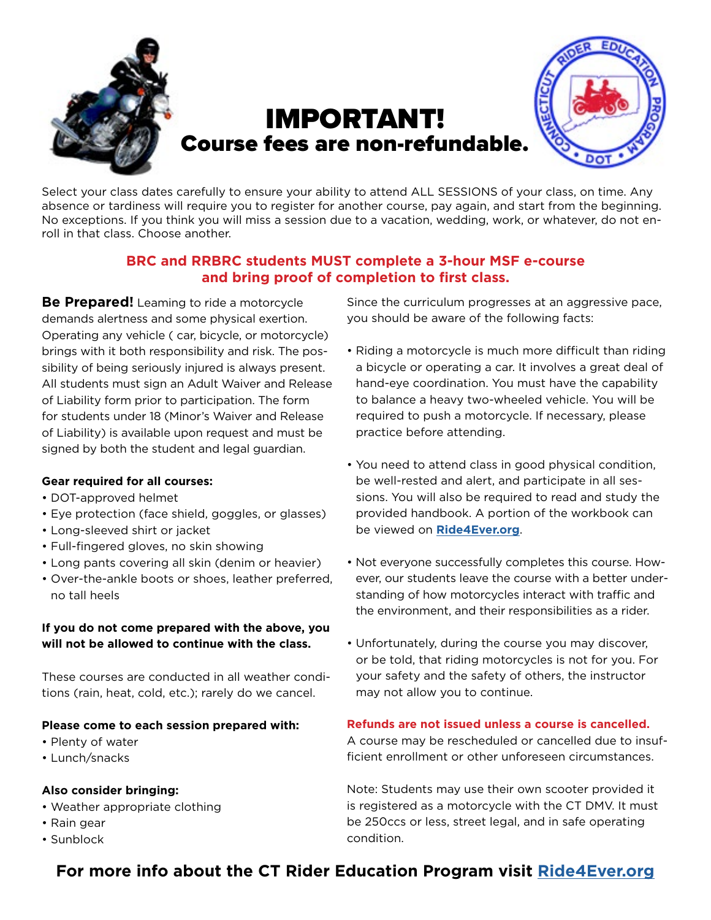# IMPORTANT!

## Course fees are non-refundable.

Select your class dates carefully to ensure your ability to attend ALL SESSIONS of your class, on time. Any absence or tardiness will require you to register for another course, pay again, and start from the beginning. No exceptions. If you think you will miss a session due to a vacation, wedding, work, or whatever, do not enroll in that class. Choose another.

**BRC and RRBRC students MUST complete a 3-hour MSF e-course and bring proof of completion to first class.**

**Be Prepared!** Leaming to ride a motorcycle demands alertness and some physical exertion. Operating any vehicle ( car, bicycle, or motorcycle) brings with it both responsibility and risk. The possibility of being seriously injured is always present. All students must sign an Adult Waiver and Release of Liability form prior to participation. The form for students under 18 (Minor's Waiver and Release of Liability) is available upon request and must be signed by both the student and legal guardian.

**Gear required for all courses:**

- DOT-approved helmet
- Eye protection (face shield, goggles, or glasses)
- Long-sleeved shirt or jacket
- Full-fingered gloves, no skin showing
- Long pants covering all skin (denim or heavier)
- Over-the-ankle boots or shoes, leather preferred, no tall heels

**If you do not come prepared with the above, you will not be allowed to continue with the class.**

These courses are conducted in all weather conditions (rain, heat, cold, etc.); rarely do we cancel.

**Please come to each session prepared with:**

- Plenty of water
- Lunch/snacks

**Also consider bringing:**

- Weather appropriate clothing
- Rain gear
- Sunblock

Since the curriculum progresses at an aggressive pace, you should be aware of the following facts:

- Riding a motorcycle is much more difficult than riding a bicycle or operating a car. It involves a great deal of hand-eye coordination. You must have the capability to balance a heavy two-wheeled vehicle. You will be required to push a motorcycle. If necessary, please practice before attending.
- You need to attend class in good physical condition, be well-rested and alert, and participate in all sessions. You will also be required to read and study the provided handbook. A portion of the workbook can be viewed on **Ride4Ever.org**.
- Not everyone successfully completes this course. However, our students leave the course with a better understanding of how motorcycles interact with traffic and the environment, and their responsibilities as a rider.
- Unfortunately, during the course you may discover, or be told, that riding motorcycles is not for you. For your safety and the safety of others, the instructor may not allow you to continue.

**Refunds are not issued unless a course is cancelled.**
A course may be rescheduled or cancelled due to insufficient enrollment or other unforeseen circumstances.

Note: Students may use their own scooter provided it is registered as a motorcycle with the CT DMV. It must be 250ccs or less, street legal, and in safe operating condition.

**For more info about the CT Rider Education Program visit Ride4Ever.org**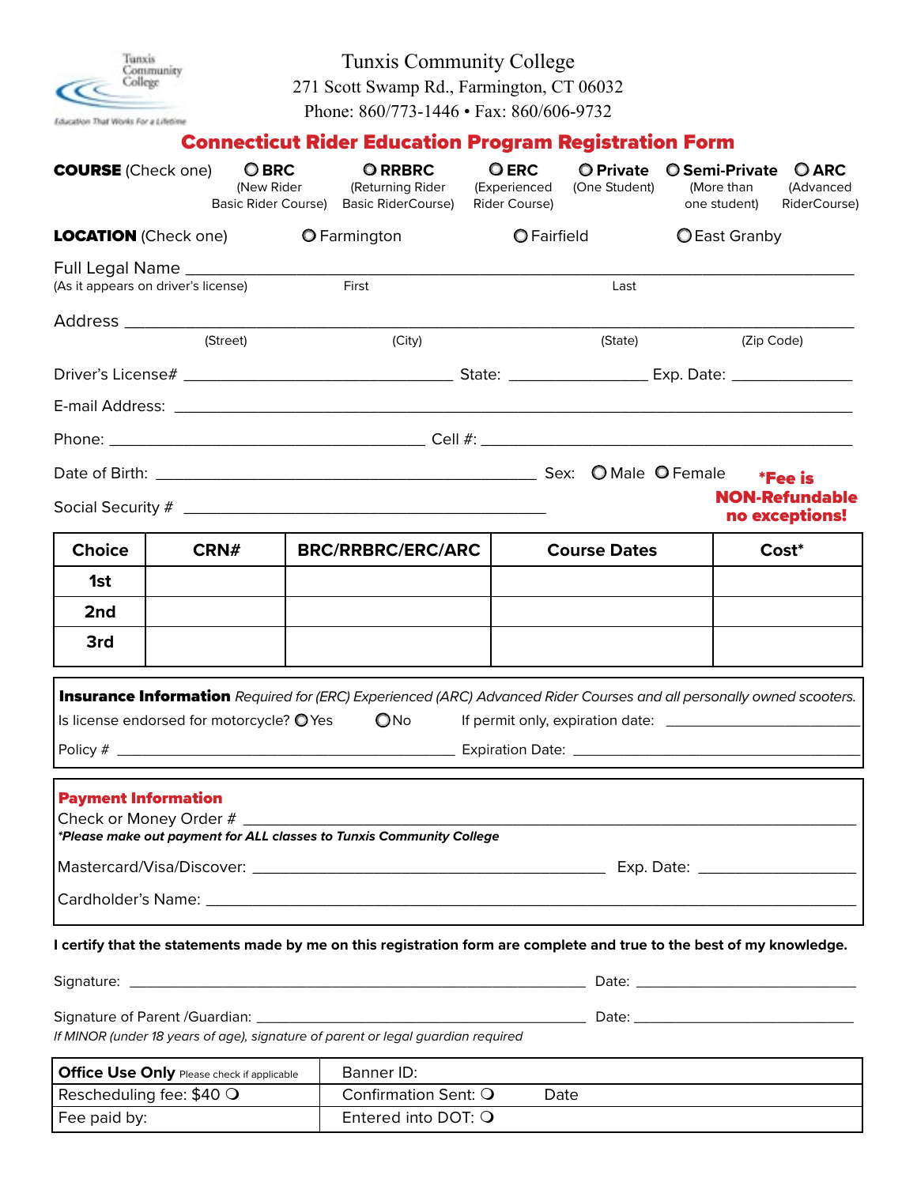Tunxis Community College
*Education That Works For a Lifetime*

Tunxis Community College
271 Scott Swamp Rd., Farmington, CT 06032
Phone: 860/773-1446 • Fax: 860/606-9732

# Connecticut Rider Education Program Registration Form

**COURSE** (Check one) ○ **BRC** (New Rider Basic Rider Course) ○ **RRBRC** (Returning Rider Basic RiderCourse) ○ **ERC** (Experienced Rider Course) ○ **Private** (One Student) ○ **Semi-Private** (More than one student) ○ **ARC** (Advanced RiderCourse)

**LOCATION** (Check one) ○ Farmington ○ Fairfield ○ East Granby

Full Legal Name ______________________________________________
(As it appears on driver's license) First Last

Address ______________________________________________
(Street) (City) (State) (Zip Code)

Driver's License# ____________________ State: __________ Exp. Date: __________

E-mail Address: ______________________________________________

Phone: ____________________ Cell #: ____________________

Date of Birth: ____________________ Sex: ○ Male ○ Female

Social Security # ____________________

***Fee is NON-Refundable no exceptions!***

| Choice | CRN# | BRC/RRBRC/ERC/ARC | Course Dates | Cost* |
|---|---|---|---|---|
| 1st | | | | |
| 2nd | | | | |
| 3rd | | | | |

**Insurance Information** *Required for (ERC) Experienced (ARC) Advanced Rider Courses and all personally owned scooters.*

Is license endorsed for motorcycle? ○ Yes ○ No If permit only, expiration date: __________

Policy # ____________________ Expiration Date: ____________________

**Payment Information**

Check or Money Order # ____________________

***Please make out payment for ALL classes to Tunxis Community College***

Mastercard/Visa/Discover: ____________________ Exp. Date: __________

Cardholder's Name: ____________________

**I certify that the statements made by me on this registration form are complete and true to the best of my knowledge.**

Signature: ____________________ Date: __________

Signature of Parent /Guardian: ____________________ Date: __________

*If MINOR (under 18 years of age), signature of parent or legal guardian required*

| **Office Use Only** Please check if applicable | Banner ID: |
|---|---|
| Rescheduling fee: $40 ○ | Confirmation Sent: ○ Date |
| Fee paid by: | Entered into DOT: ○ |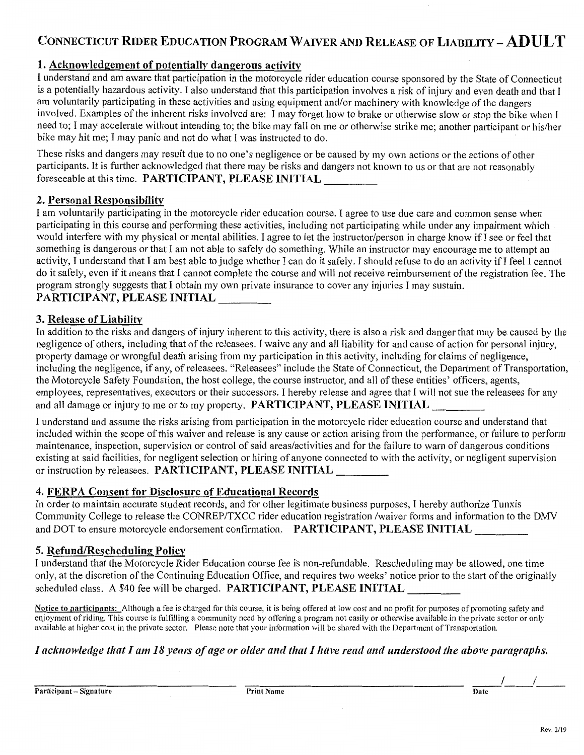# CONNECTICUT RIDER EDUCATION PROGRAM WAIVER AND RELEASE OF LIABILITY – ADULT

## 1. Acknowledgement of potentially dangerous activity

I understand and am aware that participation in the motorcycle rider education course sponsored by the State of Connecticut is a potentially hazardous activity. I also understand that this participation involves a risk of injury and even death and that I am voluntarily participating in these activities and using equipment and/or machinery with knowledge of the dangers involved. Examples of the inherent risks involved are: I may forget how to brake or otherwise slow or stop the bike when I need to; I may accelerate without intending to; the bike may fall on me or otherwise strike me; another participant or his/her bike may hit me; I may panic and not do what I was instructed to do.

These risks and dangers may result due to no one's negligence or be caused by my own actions or the actions of other participants. It is further acknowledged that there may be risks and dangers not known to us or that are not reasonably foreseeable at this time. **PARTICIPANT, PLEASE INITIAL ________**

## 2. Personal Responsibility

I am voluntarily participating in the motorcycle rider education course. I agree to use due care and common sense when participating in this course and performing these activities, including not participating while under any impairment which would interfere with my physical or mental abilities. I agree to let the instructor/person in charge know if I see or feel that something is dangerous or that I am not able to safely do something. While an instructor may encourage me to attempt an activity, I understand that I am best able to judge whether I can do it safely. I should refuse to do an activity if I feel I cannot do it safely, even if it means that I cannot complete the course and will not receive reimbursement of the registration fee. The program strongly suggests that I obtain my own private insurance to cover any injuries I may sustain.

**PARTICIPANT, PLEASE INITIAL ________**

## 3. Release of Liability

In addition to the risks and dangers of injury inherent to this activity, there is also a risk and danger that may be caused by the negligence of others, including that of the releasees. I waive any and all liability for and cause of action for personal injury, property damage or wrongful death arising from my participation in this activity, including for claims of negligence, including the negligence, if any, of releasees. "Releasees" include the State of Connecticut, the Department of Transportation, the Motorcycle Safety Foundation, the host college, the course instructor, and all of these entities' officers, agents, employees, representatives, executors or their successors. I hereby release and agree that I will not sue the releasees for any and all damage or injury to me or to my property. **PARTICIPANT, PLEASE INITIAL ________**

I understand and assume the risks arising from participation in the motorcycle rider education course and understand that included within the scope of this waiver and release is any cause or action arising from the performance, or failure to perform maintenance, inspection, supervision or control of said areas/activities and for the failure to warn of dangerous conditions existing at said facilities, for negligent selection or hiring of anyone connected to with the activity, or negligent supervision or instruction by releasees. **PARTICIPANT, PLEASE INITIAL ________**

## 4. FERPA Consent for Disclosure of Educational Records

In order to maintain accurate student records, and for other legitimate business purposes, I hereby authorize Tunxis Community College to release the CONREP/TXCC rider education registration /waiver forms and information to the DMV and DOT to ensure motorcycle endorsement confirmation. **PARTICIPANT, PLEASE INITIAL ________**

## 5. Refund/Rescheduling Policy

I understand that the Motorcycle Rider Education course fee is non-refundable. Rescheduling may be allowed, one time only, at the discretion of the Continuing Education Office, and requires two weeks' notice prior to the start of the originally scheduled class. A $40 fee will be charged. **PARTICIPANT, PLEASE INITIAL ________**

Notice to participants: Although a fee is charged for this course, it is being offered at low cost and no profit for purposes of promoting safety and enjoyment of riding. This course is fulfilling a community need by offering a program not easily or otherwise available in the private sector or only available at higher cost in the private sector. Please note that your information will be shared with the Department of Transportation.

***I acknowledge that I am 18 years of age or older and that I have read and understood the above paragraphs.***

| ______________________ | ______________________ | ____/____/____ |
|---|---|---|
| **Participant – Signature** | **Print Name** | **Date** |

Rev. 2/19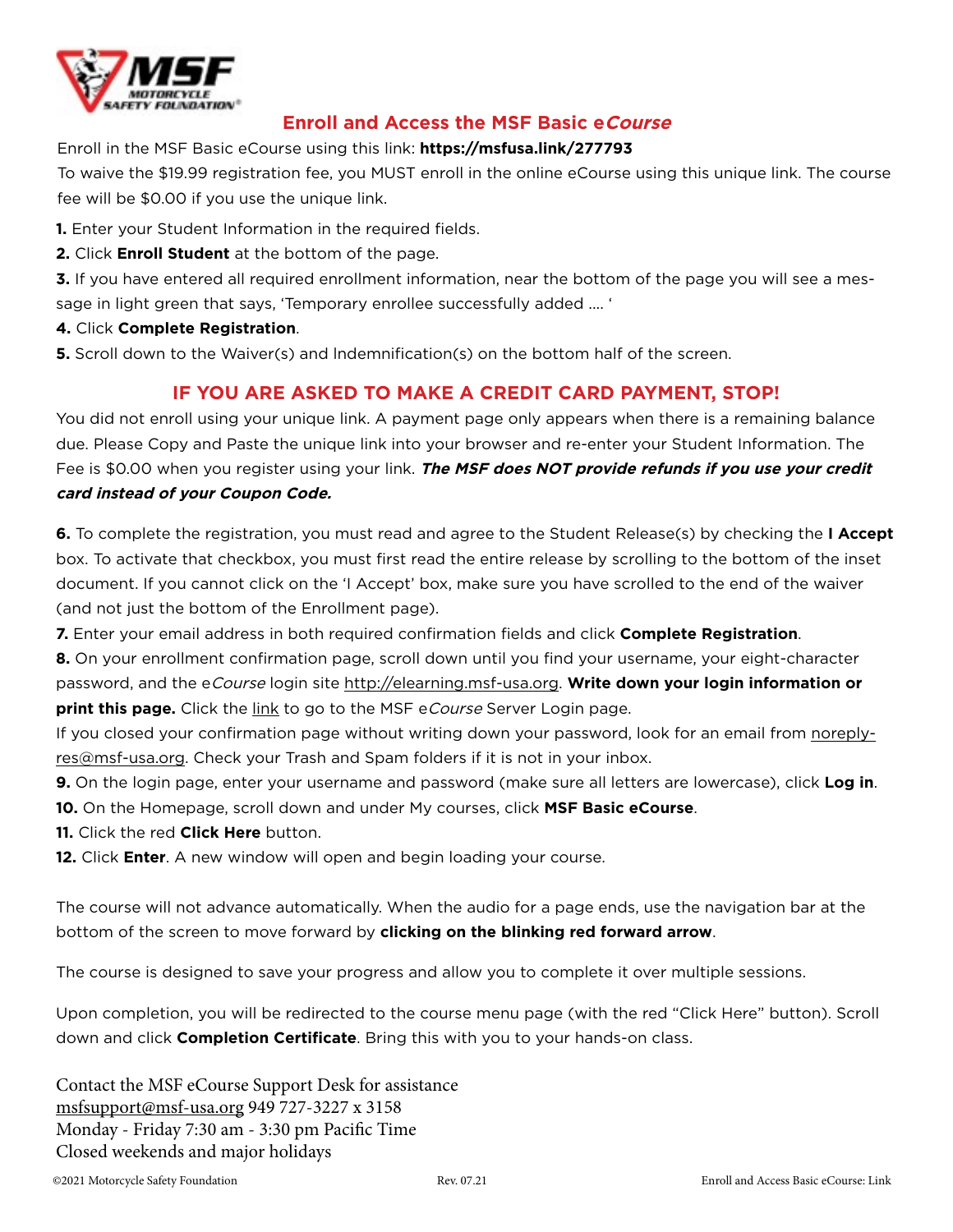## Enroll and Access the MSF Basic e*Course*

Enroll in the MSF Basic eCourse using this link: **https://msfusa.link/277793**

To waive the $19.99 registration fee, you MUST enroll in the online eCourse using this unique link. The course fee will be $0.00 if you use the unique link.

**1.** Enter your Student Information in the required fields.

**2.** Click **Enroll Student** at the bottom of the page.

**3.** If you have entered all required enrollment information, near the bottom of the page you will see a message in light green that says, 'Temporary enrollee successfully added .... '

**4.** Click **Complete Registration**.

**5.** Scroll down to the Waiver(s) and Indemnification(s) on the bottom half of the screen.

### IF YOU ARE ASKED TO MAKE A CREDIT CARD PAYMENT, STOP!

You did not enroll using your unique link. A payment page only appears when there is a remaining balance due. Please Copy and Paste the unique link into your browser and re-enter your Student Information. The Fee is $0.00 when you register using your link. ***The MSF does NOT provide refunds if you use your credit card instead of your Coupon Code.***

**6.** To complete the registration, you must read and agree to the Student Release(s) by checking the **I Accept** box. To activate that checkbox, you must first read the entire release by scrolling to the bottom of the inset document. If you cannot click on the 'I Accept' box, make sure you have scrolled to the end of the waiver (and not just the bottom of the Enrollment page).

**7.** Enter your email address in both required confirmation fields and click **Complete Registration**.

**8.** On your enrollment confirmation page, scroll down until you find your username, your eight-character password, and the e*Course* login site http://elearning.msf-usa.org. **Write down your login information or print this page.** Click the link to go to the MSF e*Course* Server Login page.

If you closed your confirmation page without writing down your password, look for an email from noreply-res@msf-usa.org. Check your Trash and Spam folders if it is not in your inbox.

**9.** On the login page, enter your username and password (make sure all letters are lowercase), click **Log in**.

**10.** On the Homepage, scroll down and under My courses, click **MSF Basic eCourse**.

**11.** Click the red **Click Here** button.

**12.** Click **Enter**. A new window will open and begin loading your course.

The course will not advance automatically. When the audio for a page ends, use the navigation bar at the bottom of the screen to move forward by **clicking on the blinking red forward arrow**.

The course is designed to save your progress and allow you to complete it over multiple sessions.

Upon completion, you will be redirected to the course menu page (with the red "Click Here" button). Scroll down and click **Completion Certificate**. Bring this with you to your hands-on class.

Contact the MSF eCourse Support Desk for assistance
msfsupport@msf-usa.org 949 727-3227 x 3158
Monday - Friday 7:30 am - 3:30 pm Pacific Time
Closed weekends and major holidays

©2021 Motorcycle Safety Foundation Rev. 07.21 Enroll and Access Basic eCourse: Link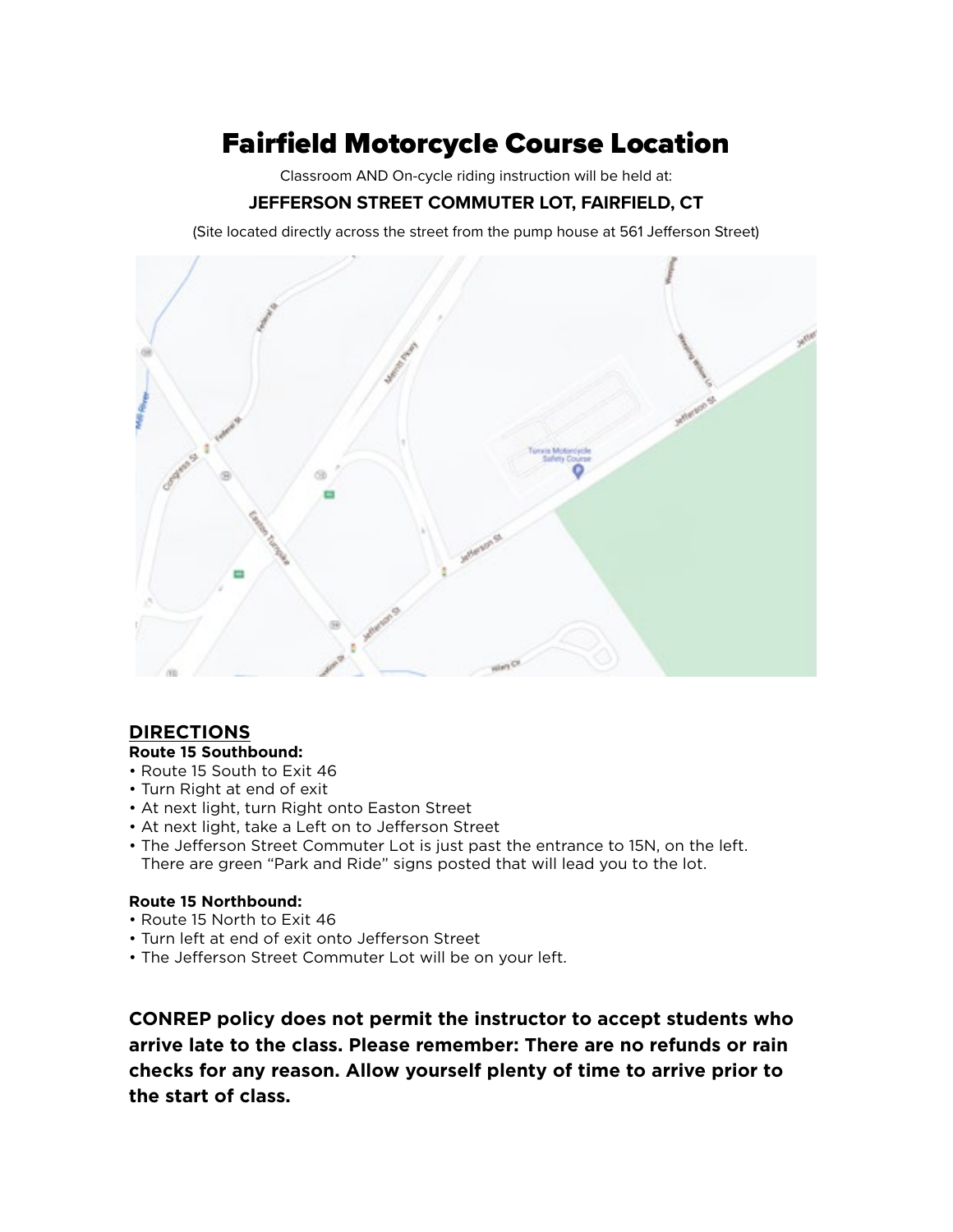# Fairfield Motorcycle Course Location

Classroom AND On-cycle riding instruction will be held at:

**JEFFERSON STREET COMMUTER LOT, FAIRFIELD, CT**

(Site located directly across the street from the pump house at 561 Jefferson Street)

## DIRECTIONS

**Route 15 Southbound:**

- Route 15 South to Exit 46
- Turn Right at end of exit
- At next light, turn Right onto Easton Street
- At next light, take a Left on to Jefferson Street
- The Jefferson Street Commuter Lot is just past the entrance to 15N, on the left. There are green "Park and Ride" signs posted that will lead you to the lot.

**Route 15 Northbound:**

- Route 15 North to Exit 46
- Turn left at end of exit onto Jefferson Street
- The Jefferson Street Commuter Lot will be on your left.

**CONREP policy does not permit the instructor to accept students who arrive late to the class. Please remember: There are no refunds or rain checks for any reason. Allow yourself plenty of time to arrive prior to the start of class.**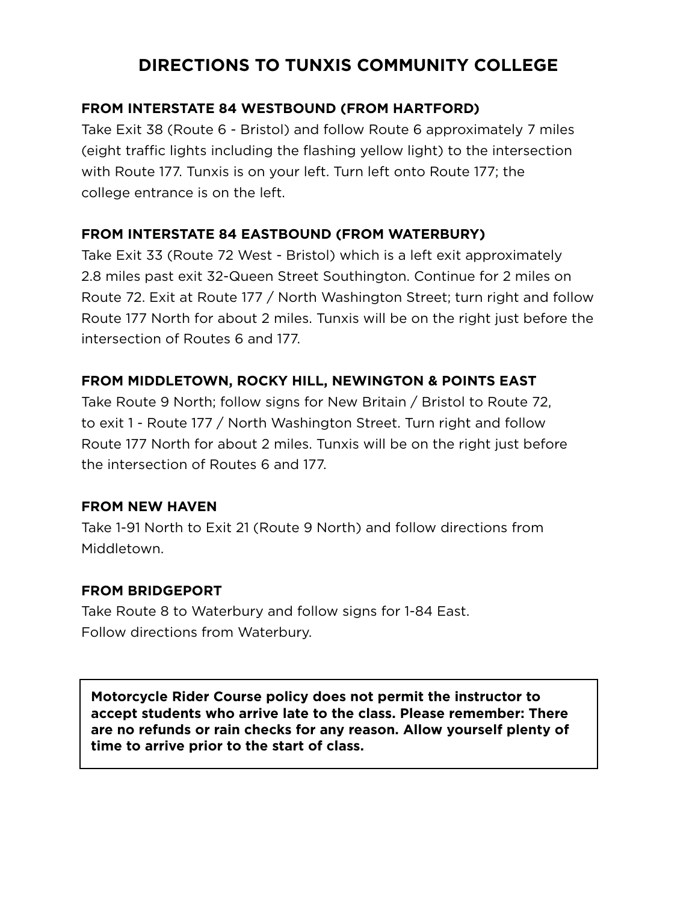# DIRECTIONS TO TUNXIS COMMUNITY COLLEGE

## FROM INTERSTATE 84 WESTBOUND (FROM HARTFORD)

Take Exit 38 (Route 6 - Bristol) and follow Route 6 approximately 7 miles (eight traffic lights including the flashing yellow light) to the intersection with Route 177. Tunxis is on your left. Turn left onto Route 177; the college entrance is on the left.

## FROM INTERSTATE 84 EASTBOUND (FROM WATERBURY)

Take Exit 33 (Route 72 West - Bristol) which is a left exit approximately 2.8 miles past exit 32-Queen Street Southington. Continue for 2 miles on Route 72. Exit at Route 177 / North Washington Street; turn right and follow Route 177 North for about 2 miles. Tunxis will be on the right just before the intersection of Routes 6 and 177.

## FROM MIDDLETOWN, ROCKY HILL, NEWINGTON & POINTS EAST

Take Route 9 North; follow signs for New Britain / Bristol to Route 72, to exit 1 - Route 177 / North Washington Street. Turn right and follow Route 177 North for about 2 miles. Tunxis will be on the right just before the intersection of Routes 6 and 177.

## FROM NEW HAVEN

Take 1-91 North to Exit 21 (Route 9 North) and follow directions from Middletown.

## FROM BRIDGEPORT

Take Route 8 to Waterbury and follow signs for 1-84 East. Follow directions from Waterbury.

**Motorcycle Rider Course policy does not permit the instructor to accept students who arrive late to the class. Please remember: There are no refunds or rain checks for any reason. Allow yourself plenty of time to arrive prior to the start of class.**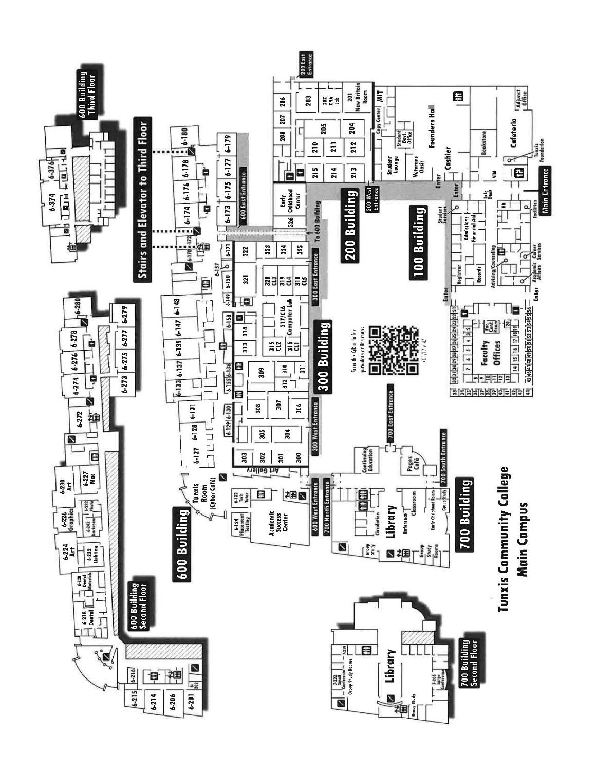# Tunxis Community College Main Campus

600 Building Third Floor

6-374
6-376

Stairs and Elevator to Third Floor

600 Building Second Floor

6-215
6-216
6-214
6-206
6-201
6-202
6-218 Dental
6-220 Dental Materials
6-224 Art
6-232 Lighting
6-228 Graphics
6-242 Darkroom
6-222 Photo
6-230 Art
6-227 Mac
6-272
6-274
6-276
6-278
6-280
6-273
6-275
6-277
6-279

600 Building

Tunxis Room (Cyber Café)
6-127
6-128
6-131
6-133
6-137
6-139
6-147
6-148
6-124 Placement Testing
6-122 Tech Tutor
Academic Success Center
6-129
6-130
6-155
6-136
6-158
6-149
6-150
6-157
6-171
6-170
6-172
6-173
6-174
6-175
6-176
6-177
6-178
6-179
6-180
600 East Entrance
600 West Entrance

300 Building

Art Gallery
300
301
302
303
304
305
306
307
308
309
310
311
312
313
314
315 CL2
316 CL1
317/CL6 Computer Lab
318 CL5
319 CL4
320 CL3
321
322
323
324
325
326 Early Childhood Center
300 West Entrance
300 East Entrance
To 600 Building

200 Building

200 East Entrance
200 West Entrance
201 New Britain Room
202 CNA Lab
203
204
205
206
207
208
210
211
212
213
214
215

100 Building

MIT
Copy Center
Student Govt. Office
Student Lounge
Veterans Oasis
Founders Hall
Bookstore
Cafeteria
Cashier
ATM
Tunxis Foundation
Adjunct Office
Info Desk
Enter
Student Services
Admissions Financial Aid
HR
Facilities
Main Entrance
Registrar
Records
Advising/Counseling
Academic Affairs
Career Services
Faculty Offices
Fac. Conf. Room

700 Building

700 North Entrance
700 East Entrance
700 South Entrance
Continuing Education
Pages Café
Library
Circulation
Reference
Classroom
Early Childhood Room
Group Study
Group Study Rooms

700 Building Second Floor

Library
7-222 Small Conference
7-219
Group Study Rooms
Group Study
7-206 Large Conference

Scan this QR code for up-to-date online maps

KC 1/17 v1.0?